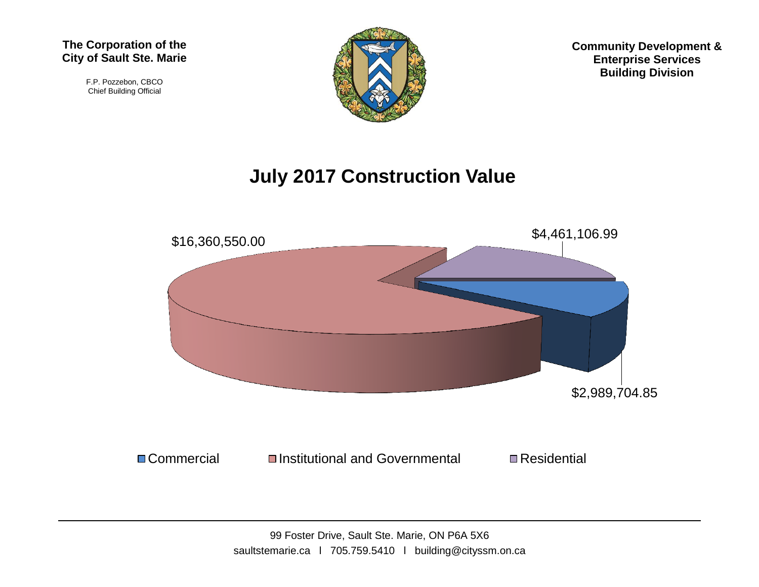**The Corporation of the City of Sault Ste. Marie**

F.P. Pozzebon, CBCO
Chief Building Official

**Community Development & Enterprise Services Building Division**

# July 2017 Construction Value

| Category | Value |
| --- | --- |
| Commercial | $2,989,704.85 |
| Institutional and Governmental | $16,360,550.00 |
| Residential | $4,461,106.99 |

99 Foster Drive, Sault Ste. Marie, ON P6A 5X6
saultstemarie.ca l 705.759.5410 l building@cityssm.on.ca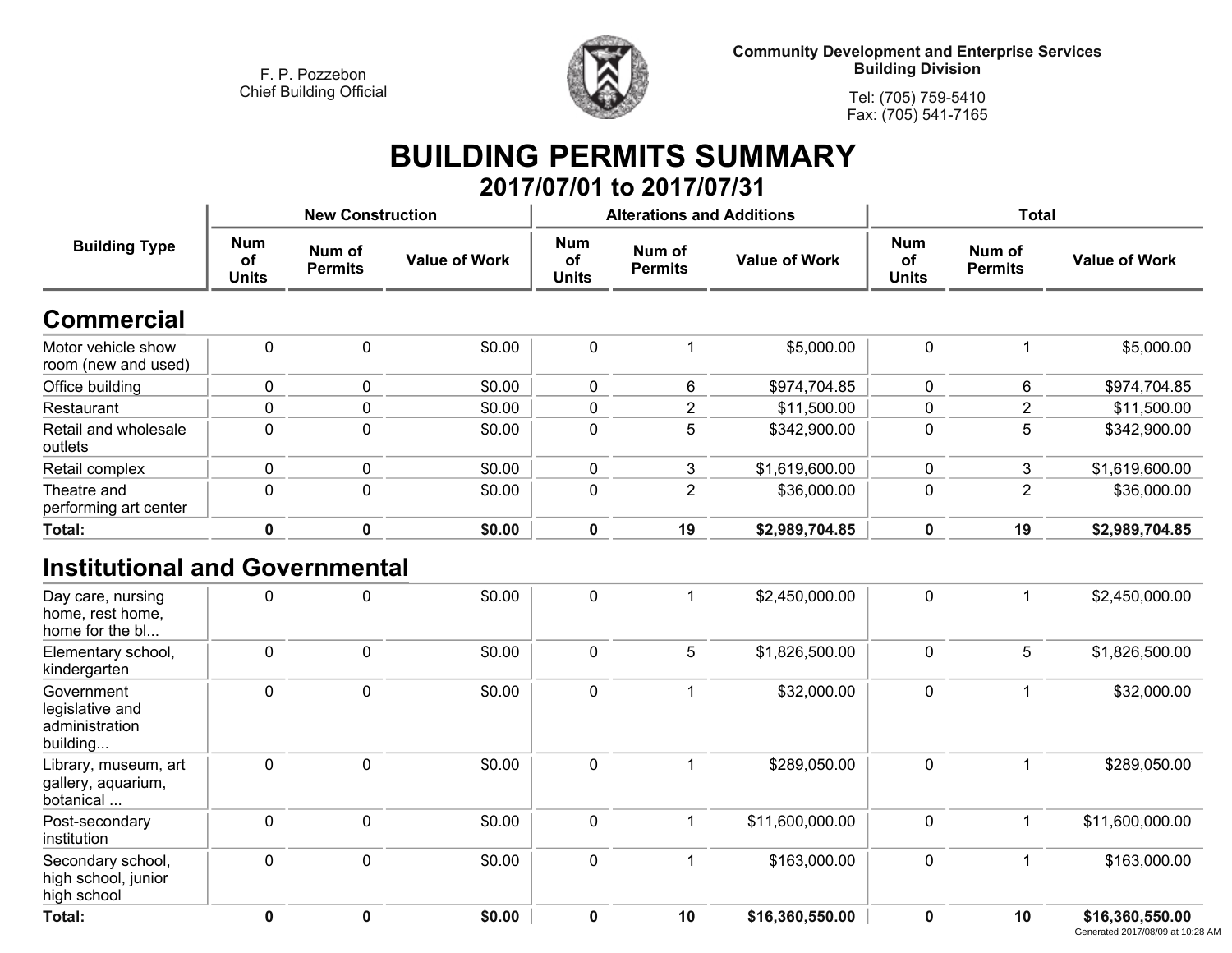F. P. Pozzebon
Chief Building Official

**Community Development and Enterprise Services**
**Building Division**

Tel: (705) 759-5410
Fax: (705) 541-7165

# BUILDING PERMITS SUMMARY

## 2017/07/01 to 2017/07/31

| Building Type | New Construction | | | Alterations and Additions | | | Total | | |
|---|---|---|---|---|---|---|---|---|---|
| | Num of Units | Num of Permits | Value of Work | Num of Units | Num of Permits | Value of Work | Num of Units | Num of Permits | Value of Work |
| **Commercial** | | | | | | | | | |
| Motor vehicle show room (new and used) | 0 | 0 | $0.00 | 0 | 1 | $5,000.00 | 0 | 1 | $5,000.00 |
| Office building | 0 | 0 | $0.00 | 0 | 6 | $974,704.85 | 0 | 6 | $974,704.85 |
| Restaurant | 0 | 0 | $0.00 | 0 | 2 | $11,500.00 | 0 | 2 | $11,500.00 |
| Retail and wholesale outlets | 0 | 0 | $0.00 | 0 | 5 | $342,900.00 | 0 | 5 | $342,900.00 |
| Retail complex | 0 | 0 | $0.00 | 0 | 3 | $1,619,600.00 | 0 | 3 | $1,619,600.00 |
| Theatre and performing art center | 0 | 0 | $0.00 | 0 | 2 | $36,000.00 | 0 | 2 | $36,000.00 |
| **Total:** | **0** | **0** | **$0.00** | **0** | **19** | **$2,989,704.85** | **0** | **19** | **$2,989,704.85** |
| **Institutional and Governmental** | | | | | | | | | |
| Day care, nursing home, rest home, home for the bl... | 0 | 0 | $0.00 | 0 | 1 | $2,450,000.00 | 0 | 1 | $2,450,000.00 |
| Elementary school, kindergarten | 0 | 0 | $0.00 | 0 | 5 | $1,826,500.00 | 0 | 5 | $1,826,500.00 |
| Government legislative and administration building... | 0 | 0 | $0.00 | 0 | 1 | $32,000.00 | 0 | 1 | $32,000.00 |
| Library, museum, art gallery, aquarium, botanical ... | 0 | 0 | $0.00 | 0 | 1 | $289,050.00 | 0 | 1 | $289,050.00 |
| Post-secondary institution | 0 | 0 | $0.00 | 0 | 1 | $11,600,000.00 | 0 | 1 | $11,600,000.00 |
| Secondary school, high school, junior high school | 0 | 0 | $0.00 | 0 | 1 | $163,000.00 | 0 | 1 | $163,000.00 |
| **Total:** | **0** | **0** | **$0.00** | **0** | **10** | **$16,360,550.00** | **0** | **10** | **$16,360,550.00** |

Generated 2017/08/09 at 10:28 AM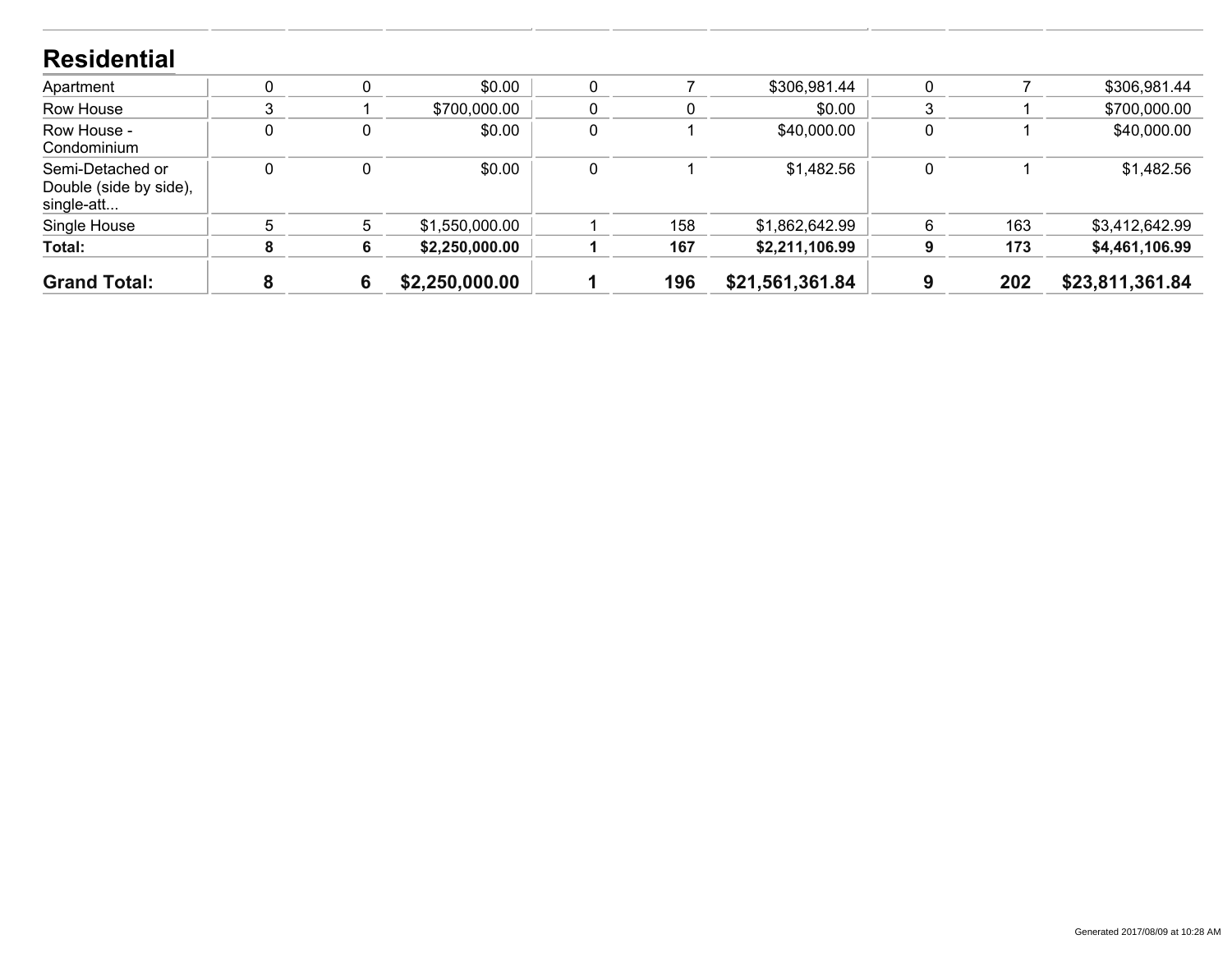## Residential

| | | | | | | | | | |
|---|---|---|---|---|---|---|---|---|---|
| Apartment | 0 | 0 | $0.00 | 0 | 7 | $306,981.44 | 0 | 7 | $306,981.44 |
| Row House | 3 | 1 | $700,000.00 | 0 | 0 | $0.00 | 3 | 1 | $700,000.00 |
| Row House - Condominium | 0 | 0 | $0.00 | 0 | 1 | $40,000.00 | 0 | 1 | $40,000.00 |
| Semi-Detached or Double (side by side), single-att... | 0 | 0 | $0.00 | 0 | 1 | $1,482.56 | 0 | 1 | $1,482.56 |
| Single House | 5 | 5 | $1,550,000.00 | 1 | 158 | $1,862,642.99 | 6 | 163 | $3,412,642.99 |
| **Total:** | **8** | **6** | **$2,250,000.00** | **1** | **167** | **$2,211,106.99** | **9** | **173** | **$4,461,106.99** |
| **Grand Total:** | **8** | **6** | **$2,250,000.00** | **1** | **196** | **$21,561,361.84** | **9** | **202** | **$23,811,361.84** |

Generated 2017/08/09 at 10:28 AM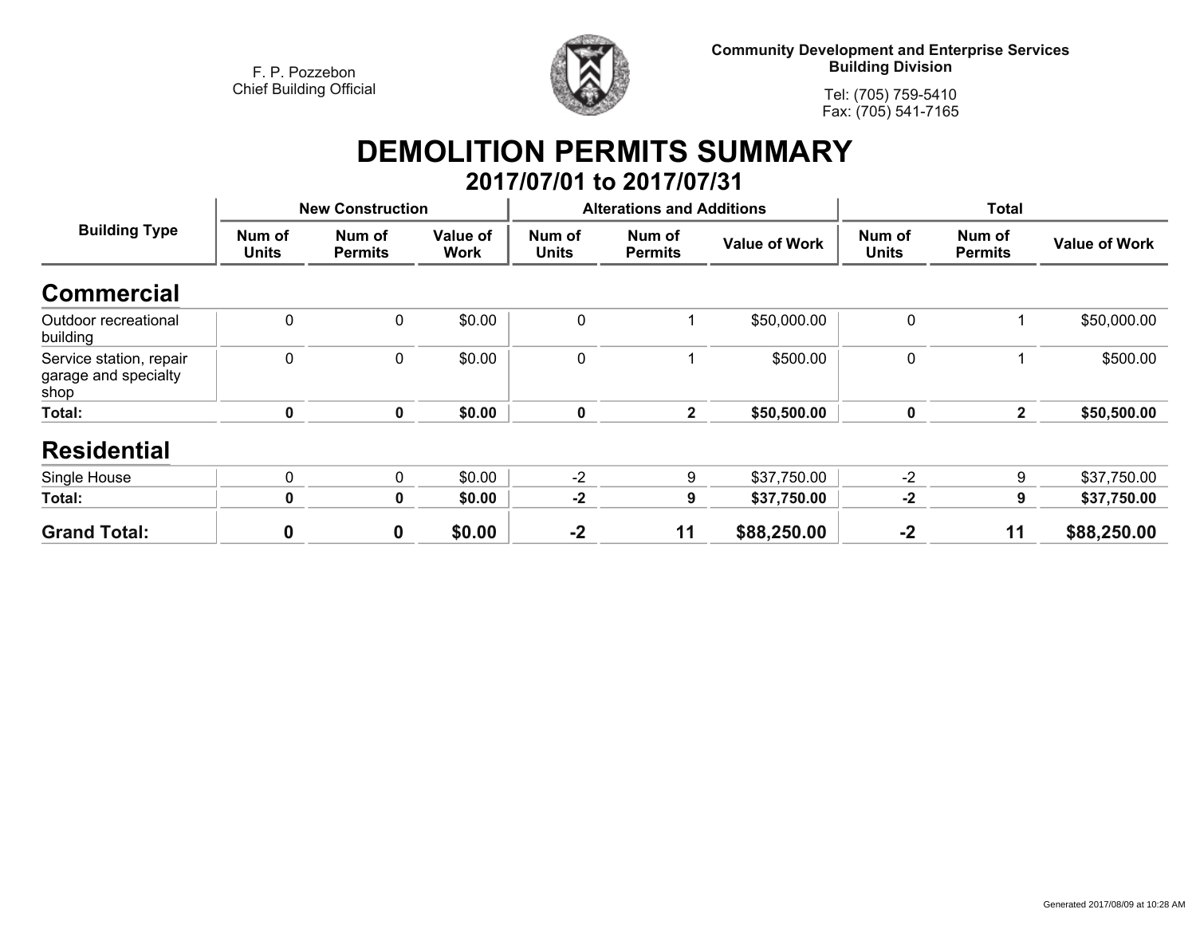F. P. Pozzebon
Chief Building Official

**Community Development and Enterprise Services**
**Building Division**

Tel: (705) 759-5410
Fax: (705) 541-7165

# DEMOLITION PERMITS SUMMARY

## 2017/07/01 to 2017/07/31

| Building Type | New Construction | | | Alterations and Additions | | | Total | | |
|---|---|---|---|---|---|---|---|---|---|
| | Num of Units | Num of Permits | Value of Work | Num of Units | Num of Permits | Value of Work | Num of Units | Num of Permits | Value of Work |
| **Commercial** | | | | | | | | | |
| Outdoor recreational building | 0 | 0 | $0.00 | 0 | 1 | $50,000.00 | 0 | 1 | $50,000.00 |
| Service station, repair garage and specialty shop | 0 | 0 | $0.00 | 0 | 1 | $500.00 | 0 | 1 | $500.00 |
| **Total:** | **0** | **0** | **$0.00** | **0** | **2** | **$50,500.00** | **0** | **2** | **$50,500.00** |
| **Residential** | | | | | | | | | |
| Single House | 0 | 0 | $0.00 | -2 | 9 | $37,750.00 | -2 | 9 | $37,750.00 |
| **Total:** | **0** | **0** | **$0.00** | **-2** | **9** | **$37,750.00** | **-2** | **9** | **$37,750.00** |
| **Grand Total:** | **0** | **0** | **$0.00** | **-2** | **11** | **$88,250.00** | **-2** | **11** | **$88,250.00** |

Generated 2017/08/09 at 10:28 AM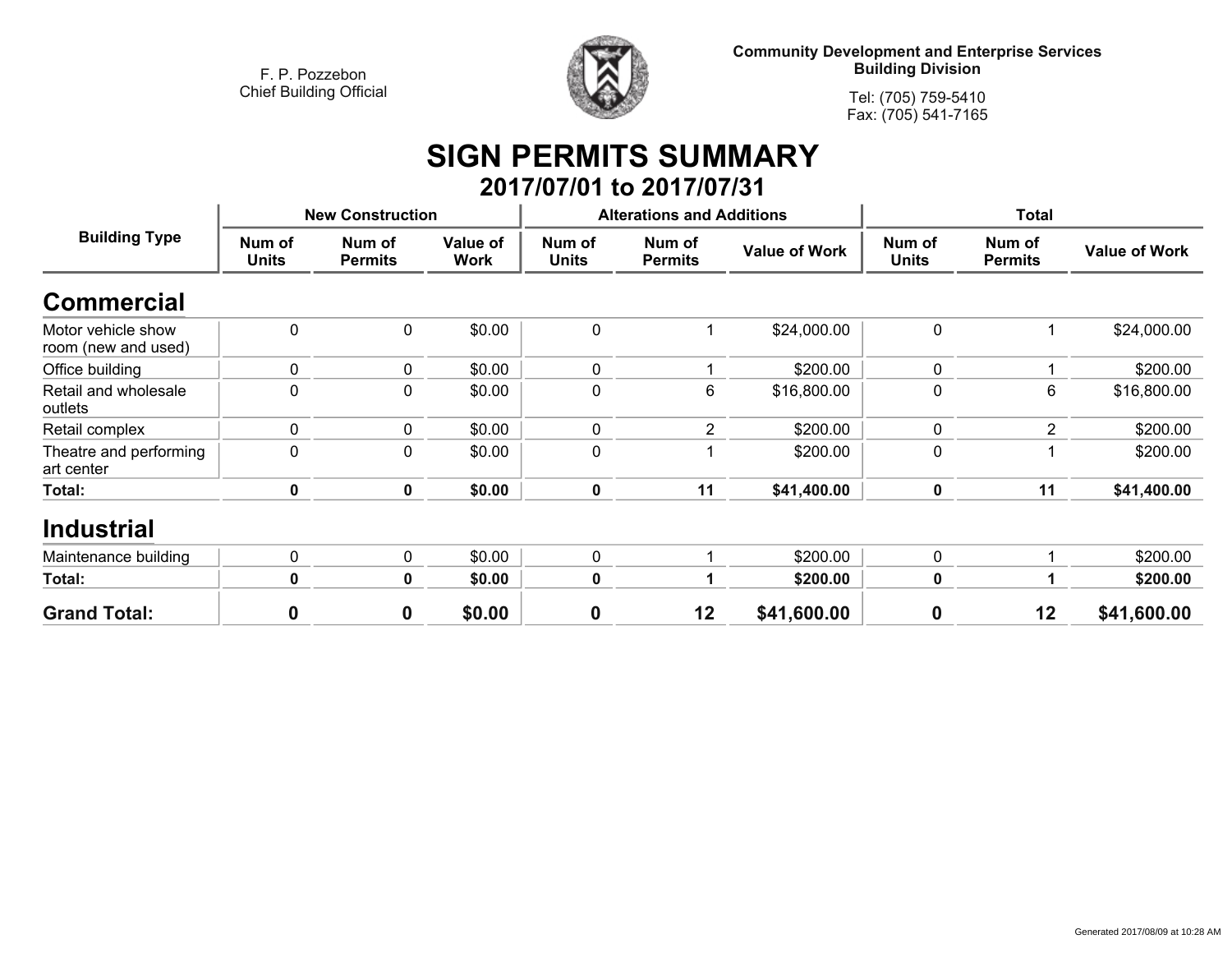F. P. Pozzebon
Chief Building Official

**Community Development and Enterprise Services**
**Building Division**

Tel: (705) 759-5410
Fax: (705) 541-7165

# SIGN PERMITS SUMMARY

## 2017/07/01 to 2017/07/31

| Building Type | New Construction | | | Alterations and Additions | | | Total | | |
|---|---|---|---|---|---|---|---|---|---|
| | Num of Units | Num of Permits | Value of Work | Num of Units | Num of Permits | Value of Work | Num of Units | Num of Permits | Value of Work |
| **Commercial** | | | | | | | | | |
| Motor vehicle show room (new and used) | 0 | 0 | $0.00 | 0 | 1 | $24,000.00 | 0 | 1 | $24,000.00 |
| Office building | 0 | 0 | $0.00 | 0 | 1 | $200.00 | 0 | 1 | $200.00 |
| Retail and wholesale outlets | 0 | 0 | $0.00 | 0 | 6 | $16,800.00 | 0 | 6 | $16,800.00 |
| Retail complex | 0 | 0 | $0.00 | 0 | 2 | $200.00 | 0 | 2 | $200.00 |
| Theatre and performing art center | 0 | 0 | $0.00 | 0 | 1 | $200.00 | 0 | 1 | $200.00 |
| **Total:** | **0** | **0** | **$0.00** | **0** | **11** | **$41,400.00** | **0** | **11** | **$41,400.00** |
| **Industrial** | | | | | | | | | |
| Maintenance building | 0 | 0 | $0.00 | 0 | 1 | $200.00 | 0 | 1 | $200.00 |
| **Total:** | **0** | **0** | **$0.00** | **0** | **1** | **$200.00** | **0** | **1** | **$200.00** |
| **Grand Total:** | **0** | **0** | **$0.00** | **0** | **12** | **$41,600.00** | **0** | **12** | **$41,600.00** |

Generated 2017/08/09 at 10:28 AM